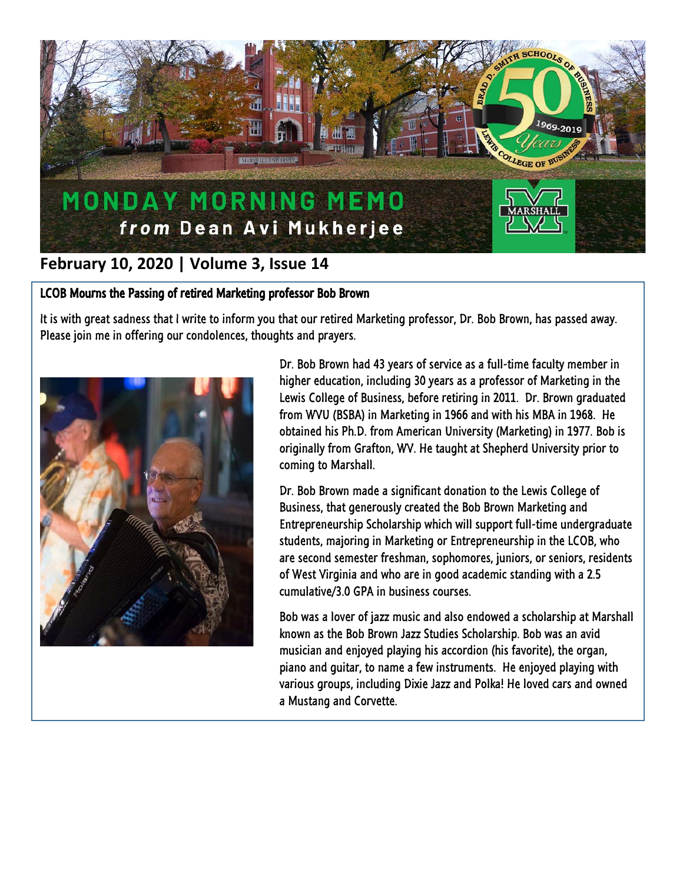# MONDAY MORNING MEMO
## *from* Dean Avi Mukherjee

**February 10, 2020 | Volume 3, Issue 14**

### LCOB Mourns the Passing of retired Marketing professor Bob Brown

It is with great sadness that I write to inform you that our retired Marketing professor, Dr. Bob Brown, has passed away. Please join me in offering our condolences, thoughts and prayers.

Dr. Bob Brown had 43 years of service as a full-time faculty member in higher education, including 30 years as a professor of Marketing in the Lewis College of Business, before retiring in 2011. Dr. Brown graduated from WVU (BSBA) in Marketing in 1966 and with his MBA in 1968. He obtained his Ph.D. from American University (Marketing) in 1977. Bob is originally from Grafton, WV. He taught at Shepherd University prior to coming to Marshall.

Dr. Bob Brown made a significant donation to the Lewis College of Business, that generously created the Bob Brown Marketing and Entrepreneurship Scholarship which will support full-time undergraduate students, majoring in Marketing or Entrepreneurship in the LCOB, who are second semester freshman, sophomores, juniors, or seniors, residents of West Virginia and who are in good academic standing with a 2.5 cumulative/3.0 GPA in business courses.

Bob was a lover of jazz music and also endowed a scholarship at Marshall known as the Bob Brown Jazz Studies Scholarship. Bob was an avid musician and enjoyed playing his accordion (his favorite), the organ, piano and guitar, to name a few instruments. He enjoyed playing with various groups, including Dixie Jazz and Polka! He loved cars and owned a Mustang and Corvette.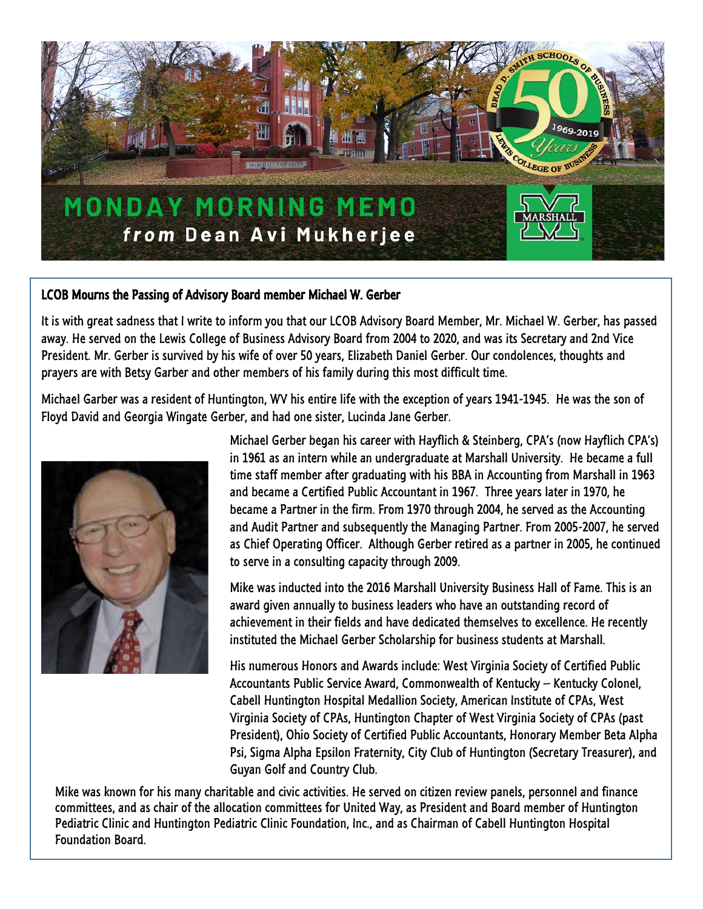# MONDAY MORNING MEMO

*from* **Dean Avi Mukherjee**

## LCOB Mourns the Passing of Advisory Board member Michael W. Gerber

It is with great sadness that I write to inform you that our LCOB Advisory Board Member, Mr. Michael W. Gerber, has passed away. He served on the Lewis College of Business Advisory Board from 2004 to 2020, and was its Secretary and 2nd Vice President. Mr. Gerber is survived by his wife of over 50 years, Elizabeth Daniel Gerber. Our condolences, thoughts and prayers are with Betsy Garber and other members of his family during this most difficult time.

Michael Garber was a resident of Huntington, WV his entire life with the exception of years 1941-1945. He was the son of Floyd David and Georgia Wingate Gerber, and had one sister, Lucinda Jane Gerber.

Michael Gerber began his career with Hayflich & Steinberg, CPA's (now Hayflich CPA's) in 1961 as an intern while an undergraduate at Marshall University. He became a full time staff member after graduating with his BBA in Accounting from Marshall in 1963 and became a Certified Public Accountant in 1967. Three years later in 1970, he became a Partner in the firm. From 1970 through 2004, he served as the Accounting and Audit Partner and subsequently the Managing Partner. From 2005-2007, he served as Chief Operating Officer. Although Gerber retired as a partner in 2005, he continued to serve in a consulting capacity through 2009.

Mike was inducted into the 2016 Marshall University Business Hall of Fame. This is an award given annually to business leaders who have an outstanding record of achievement in their fields and have dedicated themselves to excellence. He recently instituted the Michael Gerber Scholarship for business students at Marshall.

His numerous Honors and Awards include: West Virginia Society of Certified Public Accountants Public Service Award, Commonwealth of Kentucky – Kentucky Colonel, Cabell Huntington Hospital Medallion Society, American Institute of CPAs, West Virginia Society of CPAs, Huntington Chapter of West Virginia Society of CPAs (past President), Ohio Society of Certified Public Accountants, Honorary Member Beta Alpha Psi, Sigma Alpha Epsilon Fraternity, City Club of Huntington (Secretary Treasurer), and Guyan Golf and Country Club.

Mike was known for his many charitable and civic activities. He served on citizen review panels, personnel and finance committees, and as chair of the allocation committees for United Way, as President and Board member of Huntington Pediatric Clinic and Huntington Pediatric Clinic Foundation, Inc., and as Chairman of Cabell Huntington Hospital Foundation Board.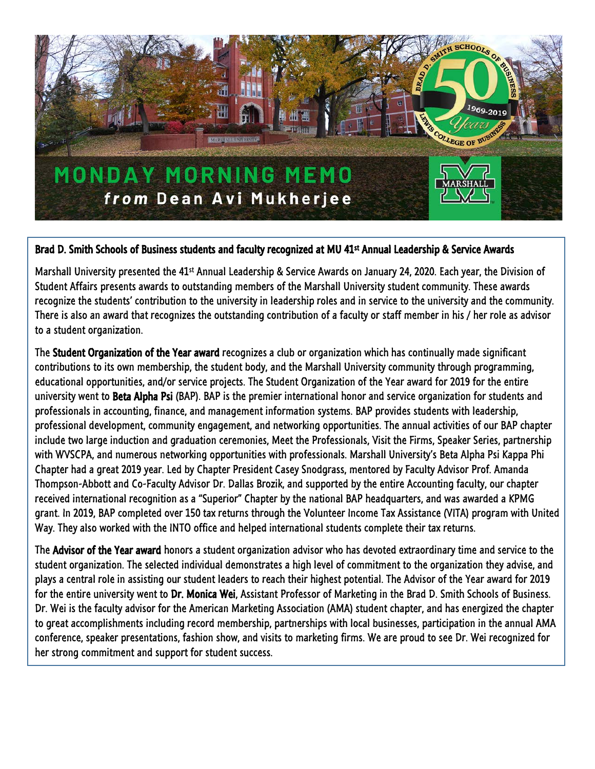# MONDAY MORNING MEMO

*from* **Dean Avi Mukherjee**

## Brad D. Smith Schools of Business students and faculty recognized at MU 41st Annual Leadership & Service Awards

Marshall University presented the 41st Annual Leadership & Service Awards on January 24, 2020. Each year, the Division of Student Affairs presents awards to outstanding members of the Marshall University student community. These awards recognize the students' contribution to the university in leadership roles and in service to the university and the community. There is also an award that recognizes the outstanding contribution of a faculty or staff member in his / her role as advisor to a student organization.

The **Student Organization of the Year award** recognizes a club or organization which has continually made significant contributions to its own membership, the student body, and the Marshall University community through programming, educational opportunities, and/or service projects. The Student Organization of the Year award for 2019 for the entire university went to **Beta Alpha Psi** (BAP). BAP is the premier international honor and service organization for students and professionals in accounting, finance, and management information systems. BAP provides students with leadership, professional development, community engagement, and networking opportunities. The annual activities of our BAP chapter include two large induction and graduation ceremonies, Meet the Professionals, Visit the Firms, Speaker Series, partnership with WVSCPA, and numerous networking opportunities with professionals. Marshall University's Beta Alpha Psi Kappa Phi Chapter had a great 2019 year. Led by Chapter President Casey Snodgrass, mentored by Faculty Advisor Prof. Amanda Thompson-Abbott and Co-Faculty Advisor Dr. Dallas Brozik, and supported by the entire Accounting faculty, our chapter received international recognition as a "Superior" Chapter by the national BAP headquarters, and was awarded a KPMG grant. In 2019, BAP completed over 150 tax returns through the Volunteer Income Tax Assistance (VITA) program with United Way. They also worked with the INTO office and helped international students complete their tax returns.

The **Advisor of the Year award** honors a student organization advisor who has devoted extraordinary time and service to the student organization. The selected individual demonstrates a high level of commitment to the organization they advise, and plays a central role in assisting our student leaders to reach their highest potential. The Advisor of the Year award for 2019 for the entire university went to **Dr. Monica Wei**, Assistant Professor of Marketing in the Brad D. Smith Schools of Business. Dr. Wei is the faculty advisor for the American Marketing Association (AMA) student chapter, and has energized the chapter to great accomplishments including record membership, partnerships with local businesses, participation in the annual AMA conference, speaker presentations, fashion show, and visits to marketing firms. We are proud to see Dr. Wei recognized for her strong commitment and support for student success.